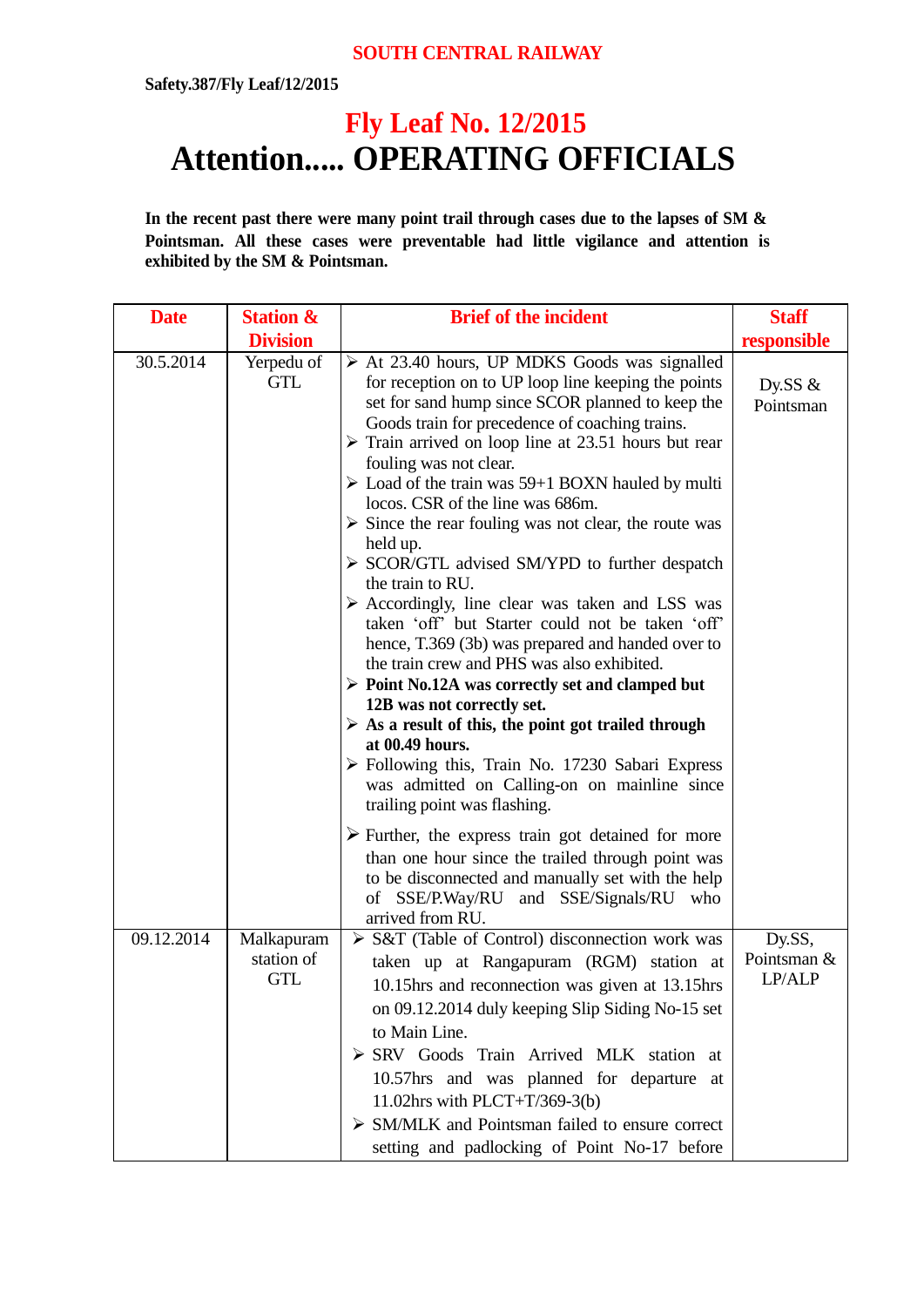**SOUTH CENTRAL RAILWAY**

**Safety.387/Fly Leaf/12/2015**

# Fly Leaf No. 12/2015
# Attention..... OPERATING OFFICIALS

**In the recent past there were many point trail through cases due to the lapses of SM & Pointsman. All these cases were preventable had little vigilance and attention is exhibited by the SM & Pointsman.**

| Date | Station & Division | Brief of the incident | Staff responsible |
|---|---|---|---|
| 30.5.2014 | Yerpedu of GTL | ➢ At 23.40 hours, UP MDKS Goods was signalled for reception on to UP loop line keeping the points set for sand hump since SCOR planned to keep the Goods train for precedence of coaching trains.<br>➢ Train arrived on loop line at 23.51 hours but rear fouling was not clear.<br>➢ Load of the train was 59+1 BOXN hauled by multi locos. CSR of the line was 686m.<br>➢ Since the rear fouling was not clear, the route was held up.<br>➢ SCOR/GTL advised SM/YPD to further despatch the train to RU.<br>➢ Accordingly, line clear was taken and LSS was taken 'off' but Starter could not be taken 'off' hence, T.369 (3b) was prepared and handed over to the train crew and PHS was also exhibited.<br>➢ **Point No.12A was correctly set and clamped but 12B was not correctly set.**<br>➢ **As a result of this, the point got trailed through at 00.49 hours.**<br>➢ Following this, Train No. 17230 Sabari Express was admitted on Calling-on on mainline since trailing point was flashing.<br>➢ Further, the express train got detained for more than one hour since the trailed through point was to be disconnected and manually set with the help of SSE/P.Way/RU and SSE/Signals/RU who arrived from RU. | Dy.SS & Pointsman |
| 09.12.2014 | Malkapuram station of GTL | ➢ S&T (Table of Control) disconnection work was taken up at Rangapuram (RGM) station at 10.15hrs and reconnection was given at 13.15hrs on 09.12.2014 duly keeping Slip Siding No-15 set to Main Line.<br>➢ SRV Goods Train Arrived MLK station at 10.57hrs and was planned for departure at 11.02hrs with PLCT+T/369-3(b)<br>➢ SM/MLK and Pointsman failed to ensure correct setting and padlocking of Point No-17 before | Dy.SS, Pointsman & LP/ALP |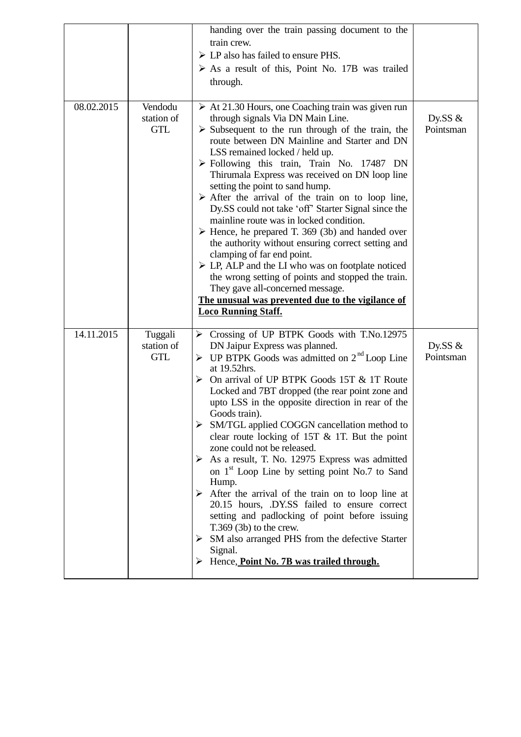| | | | |
|---|---|---|---|
| | | handing over the train passing document to the train crew.<br>➢ LP also has failed to ensure PHS.<br>➢ As a result of this, Point No. 17B was trailed through. | |
| 08.02.2015 | Vendodu station of GTL | ➢ At 21.30 Hours, one Coaching train was given run through signals Via DN Main Line.<br>➢ Subsequent to the run through of the train, the route between DN Mainline and Starter and DN LSS remained locked / held up.<br>➢ Following this train, Train No. 17487 DN Thirumala Express was received on DN loop line setting the point to sand hump.<br>➢ After the arrival of the train on to loop line, Dy.SS could not take 'off' Starter Signal since the mainline route was in locked condition.<br>➢ Hence, he prepared T. 369 (3b) and handed over the authority without ensuring correct setting and clamping of far end point.<br>➢ LP, ALP and the LI who was on footplate noticed the wrong setting of points and stopped the train. They gave all-concerned message.<br>**The unusual was prevented due to the vigilance of Loco Running Staff.** | Dy.SS & Pointsman |
| 14.11.2015 | Tuggali station of GTL | ➢ Crossing of UP BTPK Goods with T.No.12975 DN Jaipur Express was planned.<br>➢ UP BTPK Goods was admitted on 2nd Loop Line at 19.52hrs.<br>➢ On arrival of UP BTPK Goods 15T & 1T Route Locked and 7BT dropped (the rear point zone and upto LSS in the opposite direction in rear of the Goods train).<br>➢ SM/TGL applied COGGN cancellation method to clear route locking of 15T & 1T. But the point zone could not be released.<br>➢ As a result, T. No. 12975 Express was admitted on 1st Loop Line by setting point No.7 to Sand Hump.<br>➢ After the arrival of the train on to loop line at 20.15 hours, .DY.SS failed to ensure correct setting and padlocking of point before issuing T.369 (3b) to the crew.<br>➢ SM also arranged PHS from the defective Starter Signal.<br>➢ Hence, **Point No. 7B was trailed through.** | Dy.SS & Pointsman |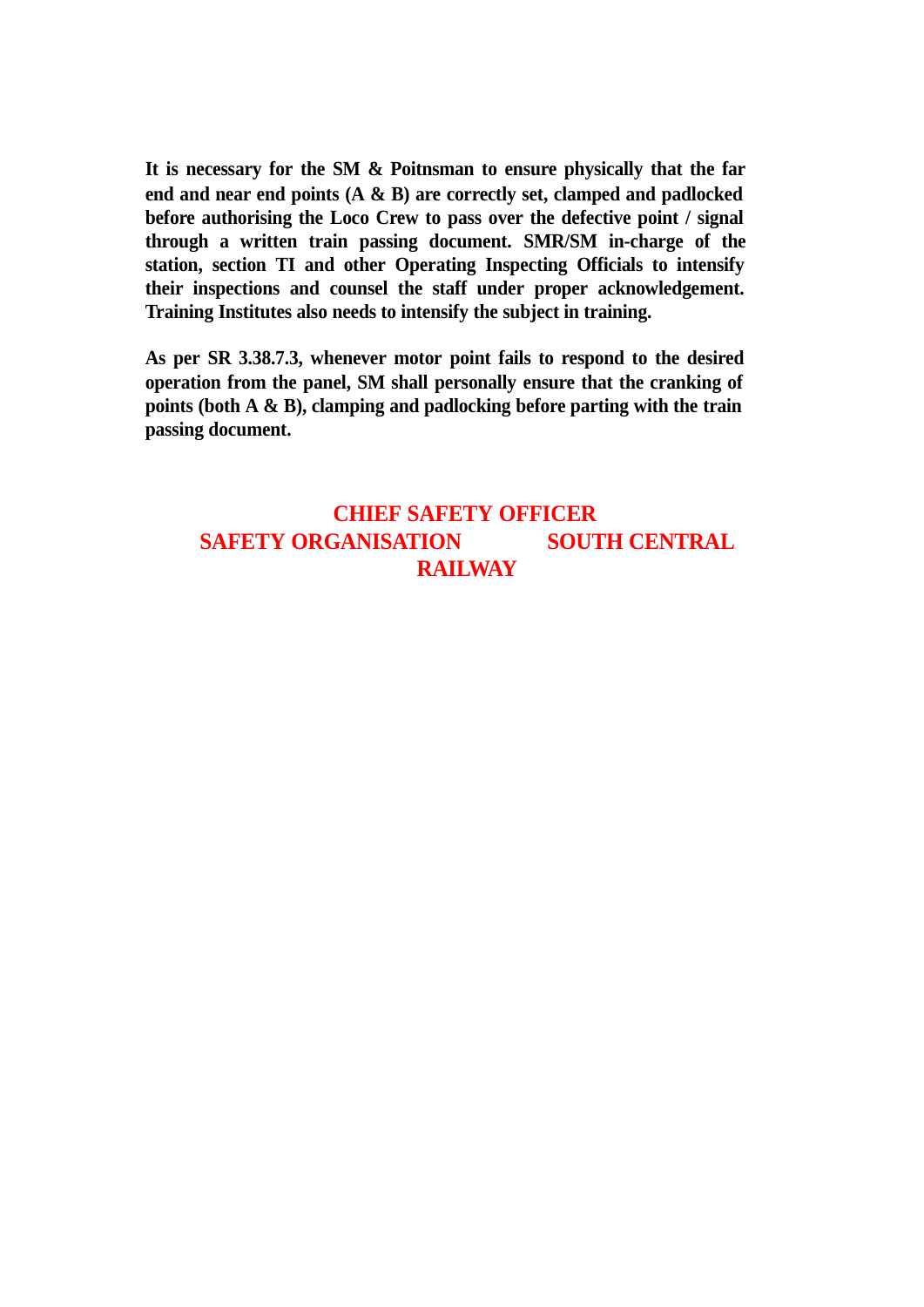**It is necessary for the SM & Poitnsman to ensure physically that the far end and near end points (A & B) are correctly set, clamped and padlocked before authorising the Loco Crew to pass over the defective point / signal through a written train passing document. SMR/SM in-charge of the station, section TI and other Operating Inspecting Officials to intensify their inspections and counsel the staff under proper acknowledgement. Training Institutes also needs to intensify the subject in training.**

**As per SR 3.38.7.3, whenever motor point fails to respond to the desired operation from the panel, SM shall personally ensure that the cranking of points (both A & B), clamping and padlocking before parting with the train passing document.**

**CHIEF SAFETY OFFICER**
**SAFETY ORGANISATION SOUTH CENTRAL RAILWAY**